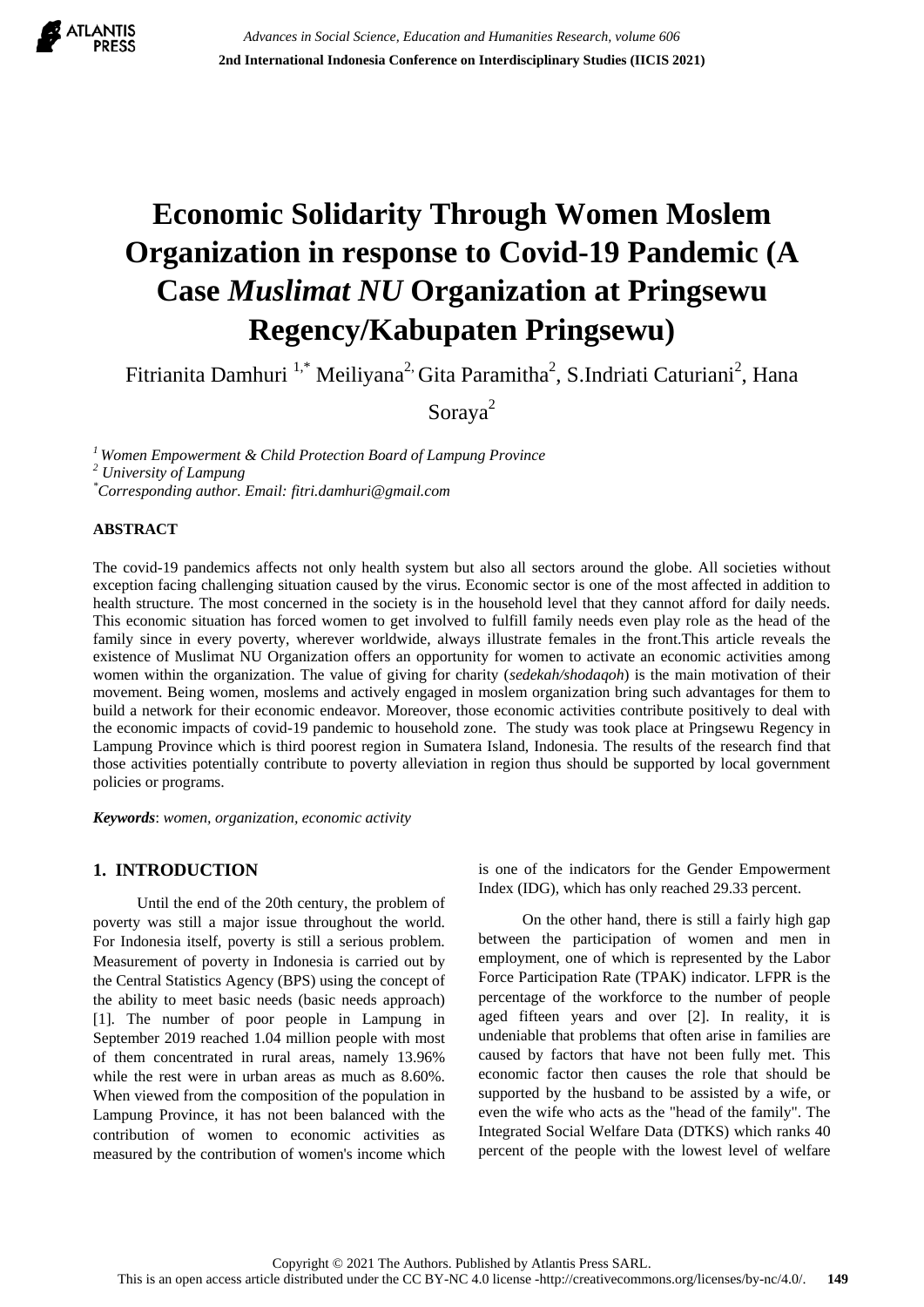# Economic Solidarity Through Women Moslem Organization in response to Covid-19 Pandemic (A Case *Muslimat NU* Organization at Pringsewu Regency/Kabupaten Pringsewu)

Fitrianita Damhuri [1,*] Meiliyana[2], Gita Paramitha[2], S.Indriati Caturiani[2], Hana Soraya[2]

[1] *Women Empowerment & Child Protection Board of Lampung Province*
[2] *University of Lampung*
[*] *Corresponding author. Email: fitri.damhuri@gmail.com*

**ABSTRACT**

The covid-19 pandemics affects not only health system but also all sectors around the globe. All societies without exception facing challenging situation caused by the virus. Economic sector is one of the most affected in addition to health structure. The most concerned in the society is in the household level that they cannot afford for daily needs. This economic situation has forced women to get involved to fulfill family needs even play role as the head of the family since in every poverty, wherever worldwide, always illustrate females in the front.This article reveals the existence of Muslimat NU Organization offers an opportunity for women to activate an economic activities among women within the organization. The value of giving for charity (*sedekah/shodaqoh*) is the main motivation of their movement. Being women, moslems and actively engaged in moslem organization bring such advantages for them to build a network for their economic endeavor. Moreover, those economic activities contribute positively to deal with the economic impacts of covid-19 pandemic to household zone. The study was took place at Pringsewu Regency in Lampung Province which is third poorest region in Sumatera Island, Indonesia. The results of the research find that those activities potentially contribute to poverty alleviation in region thus should be supported by local government policies or programs.

***Keywords***: *women, organization, economic activity*

## 1. INTRODUCTION

Until the end of the 20th century, the problem of poverty was still a major issue throughout the world. For Indonesia itself, poverty is still a serious problem. Measurement of poverty in Indonesia is carried out by the Central Statistics Agency (BPS) using the concept of the ability to meet basic needs (basic needs approach) [1]. The number of poor people in Lampung in September 2019 reached 1.04 million people with most of them concentrated in rural areas, namely 13.96% while the rest were in urban areas as much as 8.60%. When viewed from the composition of the population in Lampung Province, it has not been balanced with the contribution of women to economic activities as measured by the contribution of women's income which is one of the indicators for the Gender Empowerment Index (IDG), which has only reached 29.33 percent.

On the other hand, there is still a fairly high gap between the participation of women and men in employment, one of which is represented by the Labor Force Participation Rate (TPAK) indicator. LFPR is the percentage of the workforce to the number of people aged fifteen years and over [2]. In reality, it is undeniable that problems that often arise in families are caused by factors that have not been fully met. This economic factor then causes the role that should be supported by the husband to be assisted by a wife, or even the wife who acts as the "head of the family". The Integrated Social Welfare Data (DTKS) which ranks 40 percent of the people with the lowest level of welfare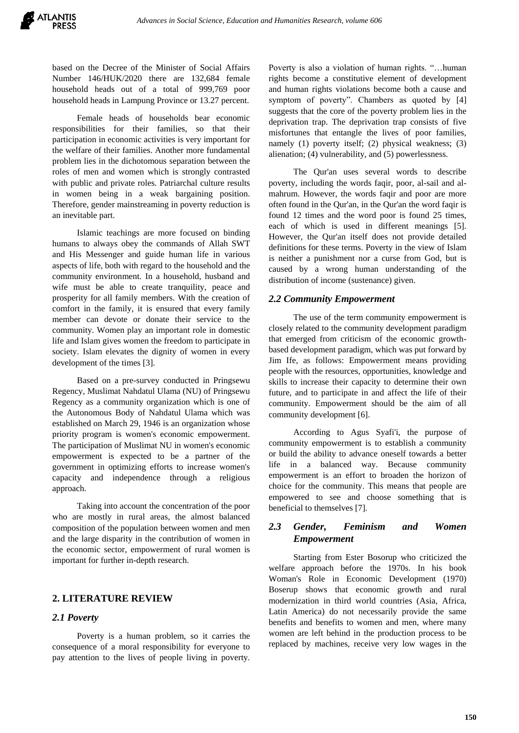based on the Decree of the Minister of Social Affairs Number 146/HUK/2020 there are 132,684 female household heads out of a total of 999,769 poor household heads in Lampung Province or 13.27 percent.

Female heads of households bear economic responsibilities for their families, so that their participation in economic activities is very important for the welfare of their families. Another more fundamental problem lies in the dichotomous separation between the roles of men and women which is strongly contrasted with public and private roles. Patriarchal culture results in women being in a weak bargaining position. Therefore, gender mainstreaming in poverty reduction is an inevitable part.

Islamic teachings are more focused on binding humans to always obey the commands of Allah SWT and His Messenger and guide human life in various aspects of life, both with regard to the household and the community environment. In a household, husband and wife must be able to create tranquility, peace and prosperity for all family members. With the creation of comfort in the family, it is ensured that every family member can devote or donate their service to the community. Women play an important role in domestic life and Islam gives women the freedom to participate in society. Islam elevates the dignity of women in every development of the times [3].

Based on a pre-survey conducted in Pringsewu Regency, Muslimat Nahdatul Ulama (NU) of Pringsewu Regency as a community organization which is one of the Autonomous Body of Nahdatul Ulama which was established on March 29, 1946 is an organization whose priority program is women's economic empowerment. The participation of Muslimat NU in women's economic empowerment is expected to be a partner of the government in optimizing efforts to increase women's capacity and independence through a religious approach.

Taking into account the concentration of the poor who are mostly in rural areas, the almost balanced composition of the population between women and men and the large disparity in the contribution of women in the economic sector, empowerment of rural women is important for further in-depth research.

## 2. LITERATURE REVIEW

### *2.1 Poverty*

Poverty is a human problem, so it carries the consequence of a moral responsibility for everyone to pay attention to the lives of people living in poverty. Poverty is also a violation of human rights. "…human rights become a constitutive element of development and human rights violations become both a cause and symptom of poverty". Chambers as quoted by [4] suggests that the core of the poverty problem lies in the deprivation trap. The deprivation trap consists of five misfortunes that entangle the lives of poor families, namely (1) poverty itself; (2) physical weakness; (3) alienation; (4) vulnerability, and (5) powerlessness.

The Qur'an uses several words to describe poverty, including the words faqir, poor, al-sail and al-mahrum. However, the words faqir and poor are more often found in the Qur'an, in the Qur'an the word faqir is found 12 times and the word poor is found 25 times, each of which is used in different meanings [5]. However, the Qur'an itself does not provide detailed definitions for these terms. Poverty in the view of Islam is neither a punishment nor a curse from God, but is caused by a wrong human understanding of the distribution of income (sustenance) given.

### *2.2 Community Empowerment*

The use of the term community empowerment is closely related to the community development paradigm that emerged from criticism of the economic growth-based development paradigm, which was put forward by Jim Ife, as follows: Empowerment means providing people with the resources, opportunities, knowledge and skills to increase their capacity to determine their own future, and to participate in and affect the life of their community. Empowerment should be the aim of all community development [6].

According to Agus Syafi'i, the purpose of community empowerment is to establish a community or build the ability to advance oneself towards a better life in a balanced way. Because community empowerment is an effort to broaden the horizon of choice for the community. This means that people are empowered to see and choose something that is beneficial to themselves [7].

### *2.3 Gender, Feminism and Women Empowerment*

Starting from Ester Bosorup who criticized the welfare approach before the 1970s. In his book Woman's Role in Economic Development (1970) Boserup shows that economic growth and rural modernization in third world countries (Asia, Africa, Latin America) do not necessarily provide the same benefits and benefits to women and men, where many women are left behind in the production process to be replaced by machines, receive very low wages in the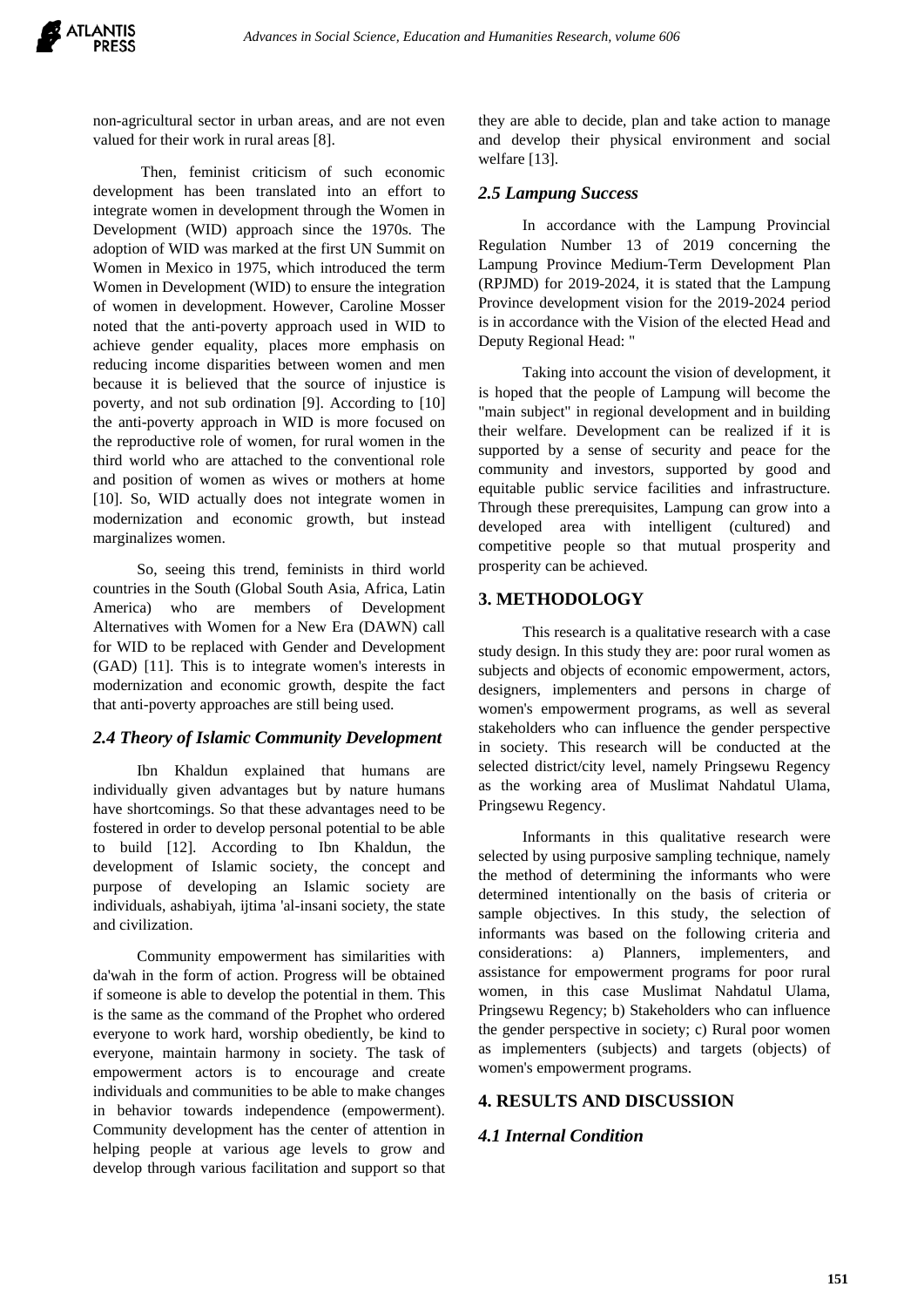non-agricultural sector in urban areas, and are not even valued for their work in rural areas [8].

Then, feminist criticism of such economic development has been translated into an effort to integrate women in development through the Women in Development (WID) approach since the 1970s. The adoption of WID was marked at the first UN Summit on Women in Mexico in 1975, which introduced the term Women in Development (WID) to ensure the integration of women in development. However, Caroline Mosser noted that the anti-poverty approach used in WID to achieve gender equality, places more emphasis on reducing income disparities between women and men because it is believed that the source of injustice is poverty, and not sub ordination [9]. According to [10] the anti-poverty approach in WID is more focused on the reproductive role of women, for rural women in the third world who are attached to the conventional role and position of women as wives or mothers at home [10]. So, WID actually does not integrate women in modernization and economic growth, but instead marginalizes women.

So, seeing this trend, feminists in third world countries in the South (Global South Asia, Africa, Latin America) who are members of Development Alternatives with Women for a New Era (DAWN) call for WID to be replaced with Gender and Development (GAD) [11]. This is to integrate women's interests in modernization and economic growth, despite the fact that anti-poverty approaches are still being used.

### *2.4 Theory of Islamic Community Development*

Ibn Khaldun explained that humans are individually given advantages but by nature humans have shortcomings. So that these advantages need to be fostered in order to develop personal potential to be able to build [12]. According to Ibn Khaldun, the development of Islamic society, the concept and purpose of developing an Islamic society are individuals, ashabiyah, ijtima 'al-insani society, the state and civilization.

Community empowerment has similarities with da'wah in the form of action. Progress will be obtained if someone is able to develop the potential in them. This is the same as the command of the Prophet who ordered everyone to work hard, worship obediently, be kind to everyone, maintain harmony in society. The task of empowerment actors is to encourage and create individuals and communities to be able to make changes in behavior towards independence (empowerment). Community development has the center of attention in helping people at various age levels to grow and develop through various facilitation and support so that they are able to decide, plan and take action to manage and develop their physical environment and social welfare [13].

### *2.5 Lampung Success*

In accordance with the Lampung Provincial Regulation Number 13 of 2019 concerning the Lampung Province Medium-Term Development Plan (RPJMD) for 2019-2024, it is stated that the Lampung Province development vision for the 2019-2024 period is in accordance with the Vision of the elected Head and Deputy Regional Head: "

Taking into account the vision of development, it is hoped that the people of Lampung will become the "main subject" in regional development and in building their welfare. Development can be realized if it is supported by a sense of security and peace for the community and investors, supported by good and equitable public service facilities and infrastructure. Through these prerequisites, Lampung can grow into a developed area with intelligent (cultured) and competitive people so that mutual prosperity and prosperity can be achieved.

## 3. METHODOLOGY

This research is a qualitative research with a case study design. In this study they are: poor rural women as subjects and objects of economic empowerment, actors, designers, implementers and persons in charge of women's empowerment programs, as well as several stakeholders who can influence the gender perspective in society. This research will be conducted at the selected district/city level, namely Pringsewu Regency as the working area of Muslimat Nahdatul Ulama, Pringsewu Regency.

Informants in this qualitative research were selected by using purposive sampling technique, namely the method of determining the informants who were determined intentionally on the basis of criteria or sample objectives. In this study, the selection of informants was based on the following criteria and considerations: a) Planners, implementers, and assistance for empowerment programs for poor rural women, in this case Muslimat Nahdatul Ulama, Pringsewu Regency; b) Stakeholders who can influence the gender perspective in society; c) Rural poor women as implementers (subjects) and targets (objects) of women's empowerment programs.

## 4. RESULTS AND DISCUSSION

### *4.1 Internal Condition*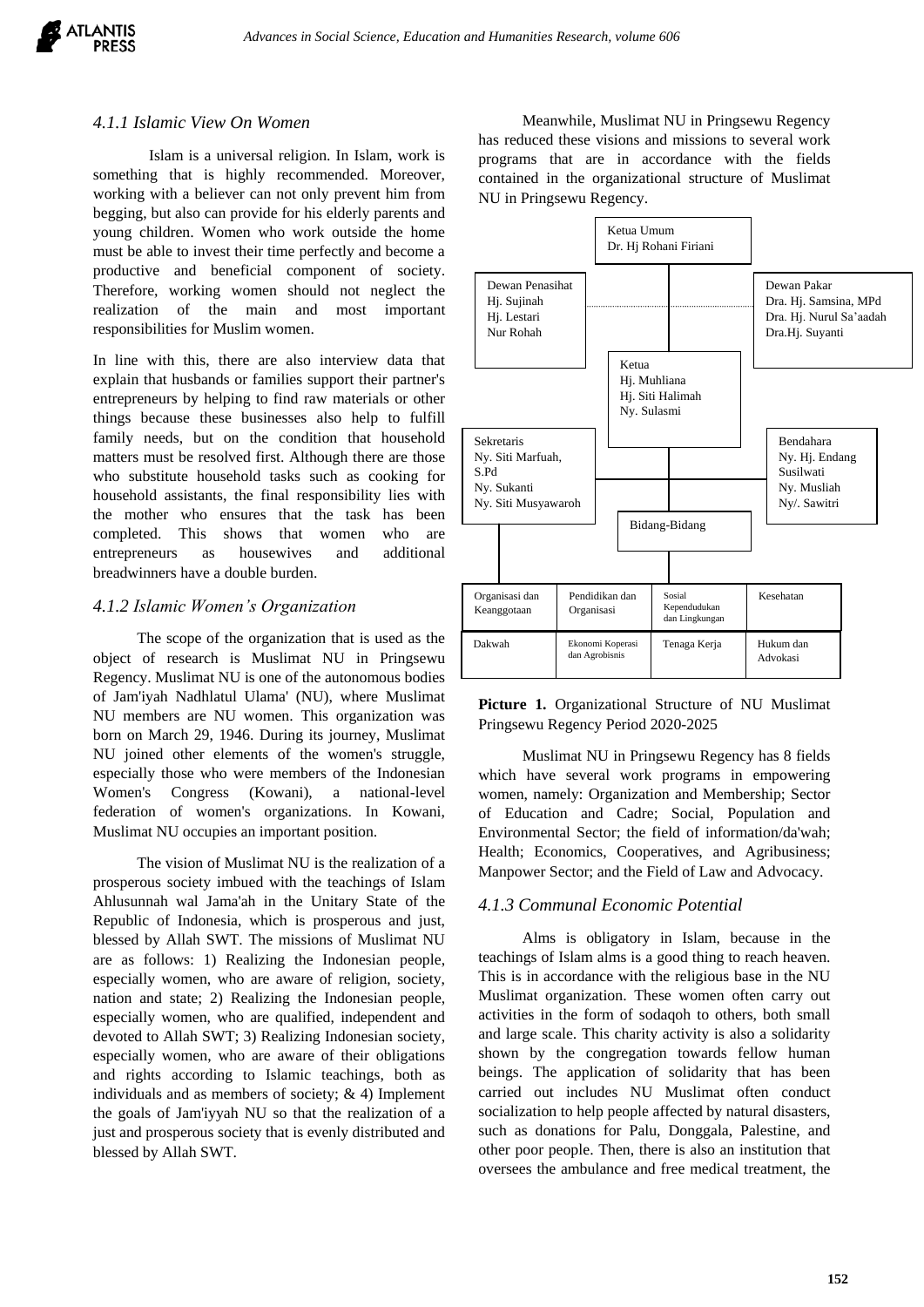### 4.1.1 Islamic View On Women

Islam is a universal religion. In Islam, work is something that is highly recommended. Moreover, working with a believer can not only prevent him from begging, but also can provide for his elderly parents and young children. Women who work outside the home must be able to invest their time perfectly and become a productive and beneficial component of society. Therefore, working women should not neglect the realization of the main and most important responsibilities for Muslim women.

In line with this, there are also interview data that explain that husbands or families support their partner's entrepreneurs by helping to find raw materials or other things because these businesses also help to fulfill family needs, but on the condition that household matters must be resolved first. Although there are those who substitute household tasks such as cooking for household assistants, the final responsibility lies with the mother who ensures that the task has been completed. This shows that women who are entrepreneurs as housewives and additional breadwinners have a double burden.

### 4.1.2 Islamic Women's Organization

The scope of the organization that is used as the object of research is Muslimat NU in Pringsewu Regency. Muslimat NU is one of the autonomous bodies of Jam'iyah Nadhlatul Ulama' (NU), where Muslimat NU members are NU women. This organization was born on March 29, 1946. During its journey, Muslimat NU joined other elements of the women's struggle, especially those who were members of the Indonesian Women's Congress (Kowani), a national-level federation of women's organizations. In Kowani, Muslimat NU occupies an important position.

The vision of Muslimat NU is the realization of a prosperous society imbued with the teachings of Islam Ahlusunnah wal Jama'ah in the Unitary State of the Republic of Indonesia, which is prosperous and just, blessed by Allah SWT. The missions of Muslimat NU are as follows: 1) Realizing the Indonesian people, especially women, who are aware of religion, society, nation and state; 2) Realizing the Indonesian people, especially women, who are qualified, independent and devoted to Allah SWT; 3) Realizing Indonesian society, especially women, who are aware of their obligations and rights according to Islamic teachings, both as individuals and as members of society; & 4) Implement the goals of Jam'iyyah NU so that the realization of a just and prosperous society that is evenly distributed and blessed by Allah SWT.

Meanwhile, Muslimat NU in Pringsewu Regency has reduced these visions and missions to several work programs that are in accordance with the fields contained in the organizational structure of Muslimat NU in Pringsewu Regency.

Ketua Umum
Dr. Hj Rohani Firiani

Dewan Penasihat
Hj. Sujinah
Hj. Lestari
Nur Rohah

Dewan Pakar
Dra. Hj. Samsina, MPd
Dra. Hj. Nurul Sa'aadah
Dra.Hj. Suyanti

Ketua
Hj. Muhliana
Hj. Siti Halimah
Ny. Sulasmi

Sekretaris
Ny. Siti Marfuah, S.Pd
Ny. Sukanti
Ny. Siti Musyawaroh

Bendahara
Ny. Hj. Endang Susilwati
Ny. Musliah
Ny/. Sawitri

Bidang-Bidang

| Organisasi dan Keanggotaan | Pendidikan dan Organisasi | Sosial Kependudukan dan Lingkungan | Kesehatan |
|---|---|---|---|
| Dakwah | Ekonomi Koperasi dan Agrobisnis | Tenaga Kerja | Hukum dan Advokasi |

**Picture 1.** Organizational Structure of NU Muslimat Pringsewu Regency Period 2020-2025

Muslimat NU in Pringsewu Regency has 8 fields which have several work programs in empowering women, namely: Organization and Membership; Sector of Education and Cadre; Social, Population and Environmental Sector; the field of information/da'wah; Health; Economics, Cooperatives, and Agribusiness; Manpower Sector; and the Field of Law and Advocacy.

### 4.1.3 Communal Economic Potential

Alms is obligatory in Islam, because in the teachings of Islam alms is a good thing to reach heaven. This is in accordance with the religious base in the NU Muslimat organization. These women often carry out activities in the form of sodaqoh to others, both small and large scale. This charity activity is also a solidarity shown by the congregation towards fellow human beings. The application of solidarity that has been carried out includes NU Muslimat often conduct socialization to help people affected by natural disasters, such as donations for Palu, Donggala, Palestine, and other poor people. Then, there is also an institution that oversees the ambulance and free medical treatment, the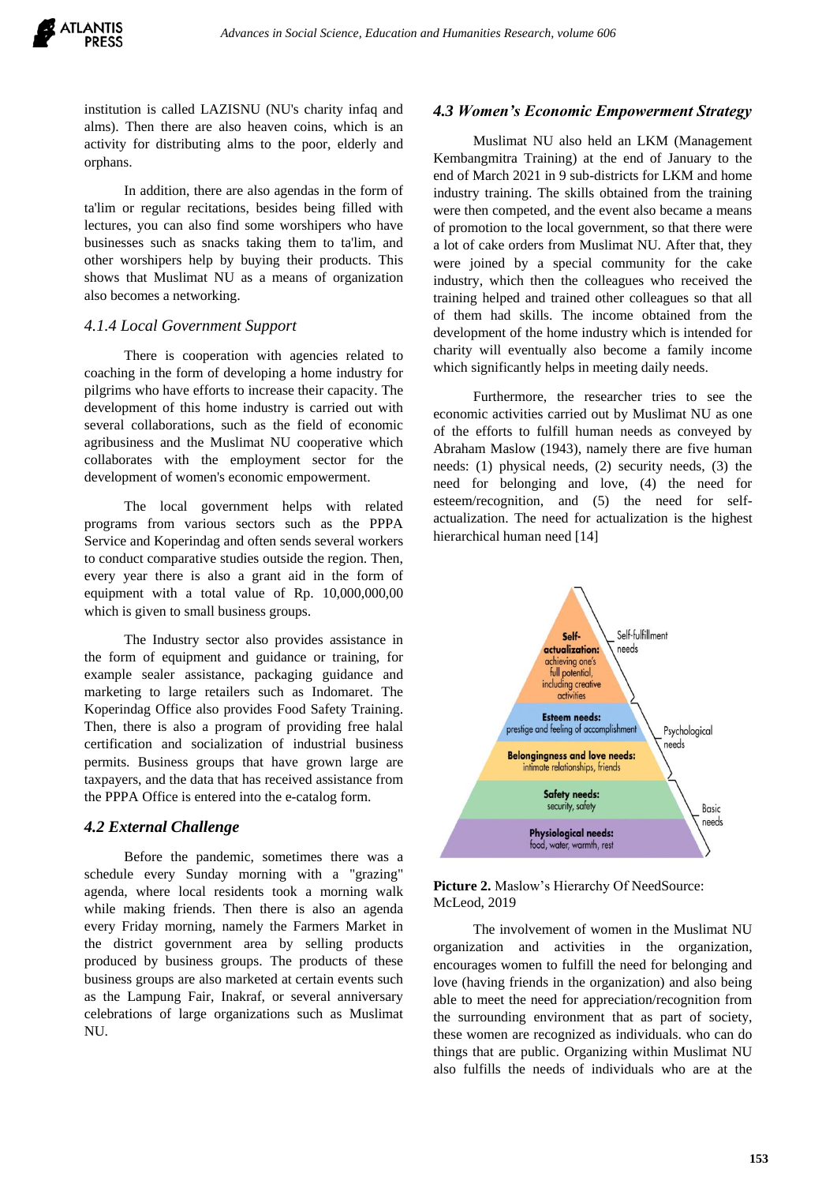institution is called LAZISNU (NU's charity infaq and alms). Then there are also heaven coins, which is an activity for distributing alms to the poor, elderly and orphans.

In addition, there are also agendas in the form of ta'lim or regular recitations, besides being filled with lectures, you can also find some worshipers who have businesses such as snacks taking them to ta'lim, and other worshipers help by buying their products. This shows that Muslimat NU as a means of organization also becomes a networking.

### *4.1.4 Local Government Support*

There is cooperation with agencies related to coaching in the form of developing a home industry for pilgrims who have efforts to increase their capacity. The development of this home industry is carried out with several collaborations, such as the field of economic agribusiness and the Muslimat NU cooperative which collaborates with the employment sector for the development of women's economic empowerment.

The local government helps with related programs from various sectors such as the PPPA Service and Koperindag and often sends several workers to conduct comparative studies outside the region. Then, every year there is also a grant aid in the form of equipment with a total value of Rp. 10,000,000,00 which is given to small business groups.

The Industry sector also provides assistance in the form of equipment and guidance or training, for example sealer assistance, packaging guidance and marketing to large retailers such as Indomaret. The Koperindag Office also provides Food Safety Training. Then, there is also a program of providing free halal certification and socialization of industrial business permits. Business groups that have grown large are taxpayers, and the data that has received assistance from the PPPA Office is entered into the e-catalog form.

## *4.2 External Challenge*

Before the pandemic, sometimes there was a schedule every Sunday morning with a "grazing" agenda, where local residents took a morning walk while making friends. Then there is also an agenda every Friday morning, namely the Farmers Market in the district government area by selling products produced by business groups. The products of these business groups are also marketed at certain events such as the Lampung Fair, Inakraf, or several anniversary celebrations of large organizations such as Muslimat NU.

## *4.3 Women's Economic Empowerment Strategy*

Muslimat NU also held an LKM (Management Kembangmitra Training) at the end of January to the end of March 2021 in 9 sub-districts for LKM and home industry training. The skills obtained from the training were then competed, and the event also became a means of promotion to the local government, so that there were a lot of cake orders from Muslimat NU. After that, they were joined by a special community for the cake industry, which then the colleagues who received the training helped and trained other colleagues so that all of them had skills. The income obtained from the development of the home industry which is intended for charity will eventually also become a family income which significantly helps in meeting daily needs.

Furthermore, the researcher tries to see the economic activities carried out by Muslimat NU as one of the efforts to fulfill human needs as conveyed by Abraham Maslow (1943), namely there are five human needs: (1) physical needs, (2) security needs, (3) the need for belonging and love, (4) the need for esteem/recognition, and (5) the need for self-actualization. The need for actualization is the highest hierarchical human need [14]

**Picture 2.** Maslow's Hierarchy Of NeedSource: McLeod, 2019

The involvement of women in the Muslimat NU organization and activities in the organization, encourages women to fulfill the need for belonging and love (having friends in the organization) and also being able to meet the need for appreciation/recognition from the surrounding environment that as part of society, these women are recognized as individuals. who can do things that are public. Organizing within Muslimat NU also fulfills the needs of individuals who are at the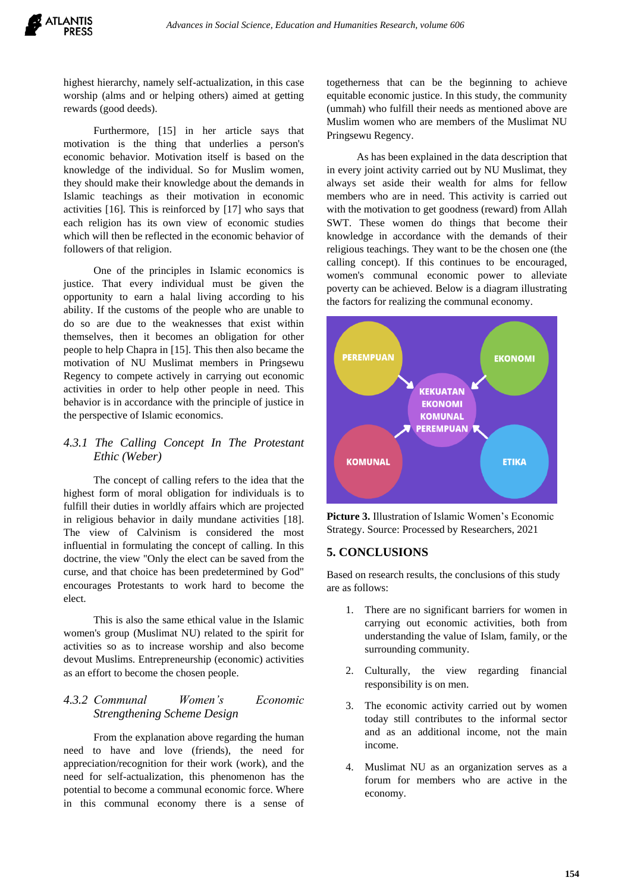highest hierarchy, namely self-actualization, in this case worship (alms and or helping others) aimed at getting rewards (good deeds).

Furthermore, [15] in her article says that motivation is the thing that underlies a person's economic behavior. Motivation itself is based on the knowledge of the individual. So for Muslim women, they should make their knowledge about the demands in Islamic teachings as their motivation in economic activities [16]. This is reinforced by [17] who says that each religion has its own view of economic studies which will then be reflected in the economic behavior of followers of that religion.

One of the principles in Islamic economics is justice. That every individual must be given the opportunity to earn a halal living according to his ability. If the customs of the people who are unable to do so are due to the weaknesses that exist within themselves, then it becomes an obligation for other people to help Chapra in [15]. This then also became the motivation of NU Muslimat members in Pringsewu Regency to compete actively in carrying out economic activities in order to help other people in need. This behavior is in accordance with the principle of justice in the perspective of Islamic economics.

### *4.3.1 The Calling Concept In The Protestant Ethic (Weber)*

The concept of calling refers to the idea that the highest form of moral obligation for individuals is to fulfill their duties in worldly affairs which are projected in religious behavior in daily mundane activities [18]. The view of Calvinism is considered the most influential in formulating the concept of calling. In this doctrine, the view "Only the elect can be saved from the curse, and that choice has been predetermined by God" encourages Protestants to work hard to become the elect.

This is also the same ethical value in the Islamic women's group (Muslimat NU) related to the spirit for activities so as to increase worship and also become devout Muslims. Entrepreneurship (economic) activities as an effort to become the chosen people.

### *4.3.2 Communal Women's Economic Strengthening Scheme Design*

From the explanation above regarding the human need to have and love (friends), the need for appreciation/recognition for their work (work), and the need for self-actualization, this phenomenon has the potential to become a communal economic force. Where in this communal economy there is a sense of togetherness that can be the beginning to achieve equitable economic justice. In this study, the community (ummah) who fulfill their needs as mentioned above are Muslim women who are members of the Muslimat NU Pringsewu Regency.

As has been explained in the data description that in every joint activity carried out by NU Muslimat, they always set aside their wealth for alms for fellow members who are in need. This activity is carried out with the motivation to get goodness (reward) from Allah SWT. These women do things that become their knowledge in accordance with the demands of their religious teachings. They want to be the chosen one (the calling concept). If this continues to be encouraged, women's communal economic power to alleviate poverty can be achieved. Below is a diagram illustrating the factors for realizing the communal economy.

PEREMPUAN, EKONOMI, KOMUNAL, ETIKA → KEKUATAN EKONOMI KOMUNAL PEREMPUAN

**Picture 3.** Illustration of Islamic Women's Economic Strategy. Source: Processed by Researchers, 2021

## 5. CONCLUSIONS

Based on research results, the conclusions of this study are as follows:

1. There are no significant barriers for women in carrying out economic activities, both from understanding the value of Islam, family, or the surrounding community.
2. Culturally, the view regarding financial responsibility is on men.
3. The economic activity carried out by women today still contributes to the informal sector and as an additional income, not the main income.
4. Muslimat NU as an organization serves as a forum for members who are active in the economy.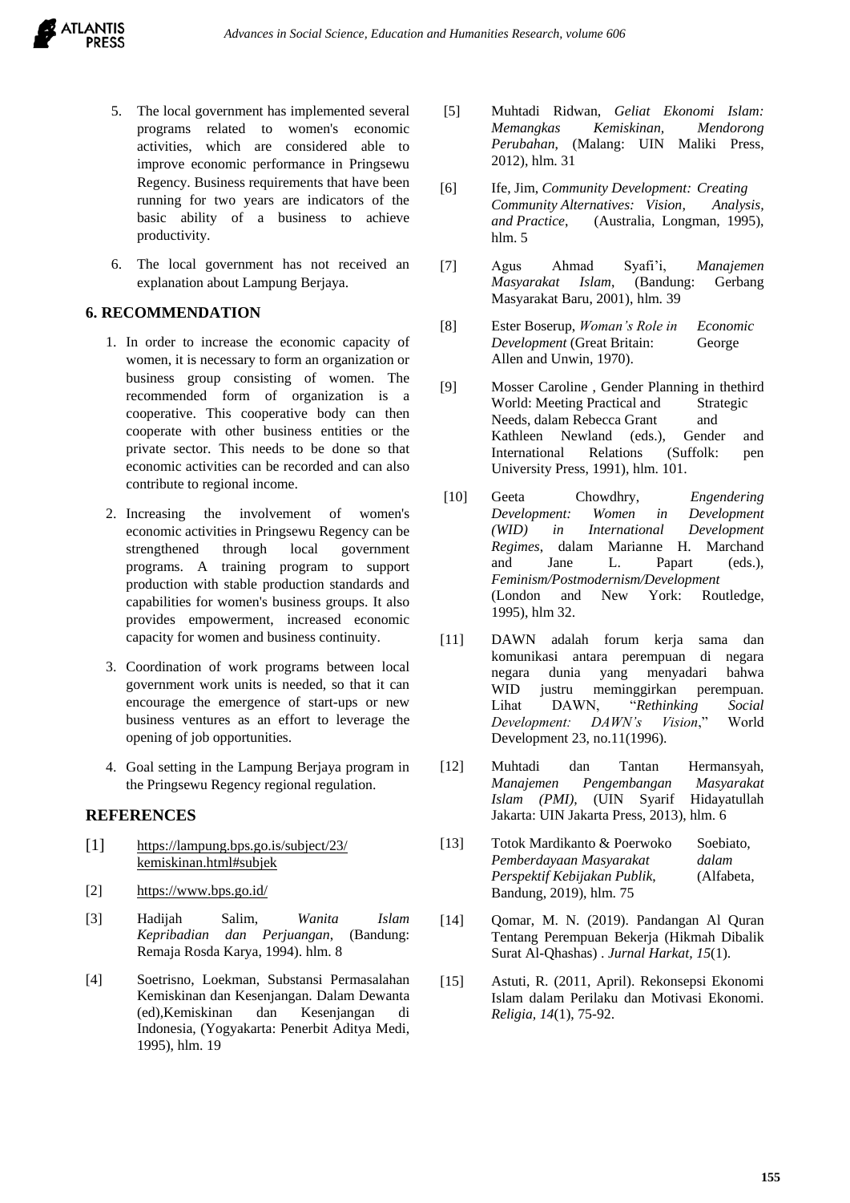5. The local government has implemented several programs related to women's economic activities, which are considered able to improve economic performance in Pringsewu Regency. Business requirements that have been running for two years are indicators of the basic ability of a business to achieve productivity.

6. The local government has not received an explanation about Lampung Berjaya.

## 6. RECOMMENDATION

1. In order to increase the economic capacity of women, it is necessary to form an organization or business group consisting of women. The recommended form of organization is a cooperative. This cooperative body can then cooperate with other business entities or the private sector. This needs to be done so that economic activities can be recorded and can also contribute to regional income.

2. Increasing the involvement of women's economic activities in Pringsewu Regency can be strengthened through local government programs. A training program to support production with stable production standards and capabilities for women's business groups. It also provides empowerment, increased economic capacity for women and business continuity.

3. Coordination of work programs between local government work units is needed, so that it can encourage the emergence of start-ups or new business ventures as an effort to leverage the opening of job opportunities.

4. Goal setting in the Lampung Berjaya program in the Pringsewu Regency regional regulation.

## REFERENCES

[1] https://lampung.bps.go.is/subject/23/kemiskinan.html#subjek

[2] https://www.bps.go.id/

[3] Hadijah Salim, *Wanita Islam Kepribadian dan Perjuangan*, (Bandung: Remaja Rosda Karya, 1994). hlm. 8

[4] Soetrisno, Loekman, Substansi Permasalahan Kemiskinan dan Kesenjangan. Dalam Dewanta (ed),Kemiskinan dan Kesenjangan di Indonesia, (Yogyakarta: Penerbit Aditya Medi, 1995), hlm. 19

[5] Muhtadi Ridwan, *Geliat Ekonomi Islam: Memangkas Kemiskinan, Mendorong Perubahan*, (Malang: UIN Maliki Press, 2012), hlm. 31

[6] Ife, Jim, *Community Development: Creating Community Alternatives: Vision, Analysis, and Practice*, (Australia, Longman, 1995), hlm. 5

[7] Agus Ahmad Syafi'i, *Manajemen Masyarakat Islam*, (Bandung: Gerbang Masyarakat Baru, 2001), hlm. 39

[8] Ester Boserup, *Woman's Role in Economic Development* (Great Britain: George Allen and Unwin, 1970).

[9] Mosser Caroline , Gender Planning in thethird World: Meeting Practical and Strategic Needs, dalam Rebecca Grant and Kathleen Newland (eds.), Gender and International Relations (Suffolk: pen University Press, 1991), hlm. 101.

[10] Geeta Chowdhry, *Engendering Development: Women in Development (WID) in International Development Regimes*, dalam Marianne H. Marchand and Jane L. Papart (eds.), *Feminism/Postmodernism/Development* (London and New York: Routledge, 1995), hlm 32.

[11] DAWN adalah forum kerja sama dan komunikasi antara perempuan di negara negara dunia yang menyadari bahwa WID justru meminggirkan perempuan. Lihat DAWN, "*Rethinking Social Development: DAWN's Vision*," World Development 23, no.11(1996).

[12] Muhtadi dan Tantan Hermansyah, *Manajemen Pengembangan Masyarakat Islam (PMI)*, (UIN Syarif Hidayatullah Jakarta: UIN Jakarta Press, 2013), hlm. 6

[13] Totok Mardikanto & Poerwoko Soebiato, *Pemberdayaan Masyarakat dalam Perspektif Kebijakan Publik*, (Alfabeta, Bandung, 2019), hlm. 75

[14] Qomar, M. N. (2019). Pandangan Al Quran Tentang Perempuan Bekerja (Hikmah Dibalik Surat Al-Qhashas) . *Jurnal Harkat, 15*(1).

[15] Astuti, R. (2011, April). Rekonsepsi Ekonomi Islam dalam Perilaku dan Motivasi Ekonomi. *Religia, 14*(1), 75-92.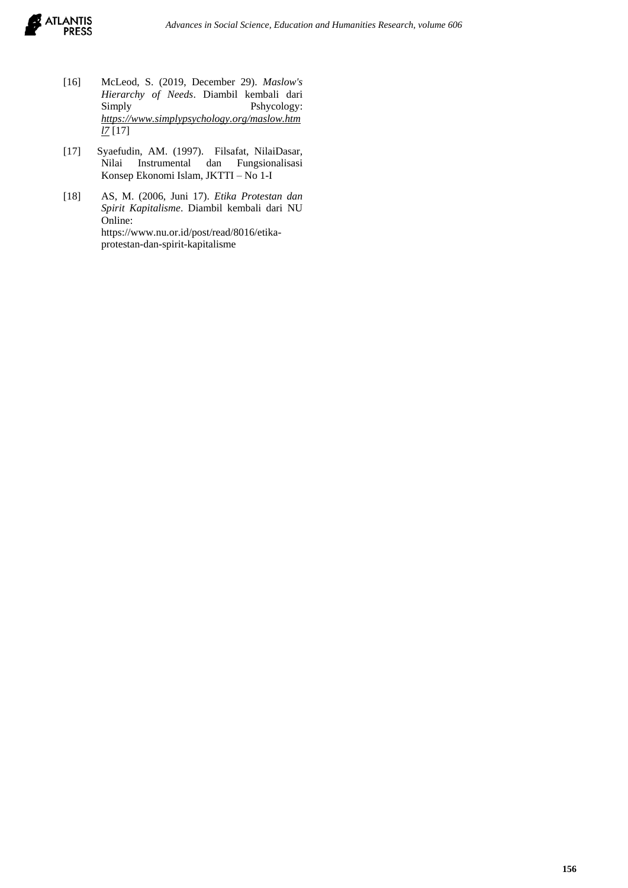[16] McLeod, S. (2019, December 29). *Maslow's Hierarchy of Needs*. Diambil kembali dari Simply Pshycology: https://www.simplypsychology.org/maslow.html7 [17]

[17] Syaefudin, AM. (1997). Filsafat, NilaiDasar, Nilai Instrumental dan Fungsionalisasi Konsep Ekonomi Islam, JKTTI – No 1-I

[18] AS, M. (2006, Juni 17). *Etika Protestan dan Spirit Kapitalisme*. Diambil kembali dari NU Online: https://www.nu.or.id/post/read/8016/etika-protestan-dan-spirit-kapitalisme